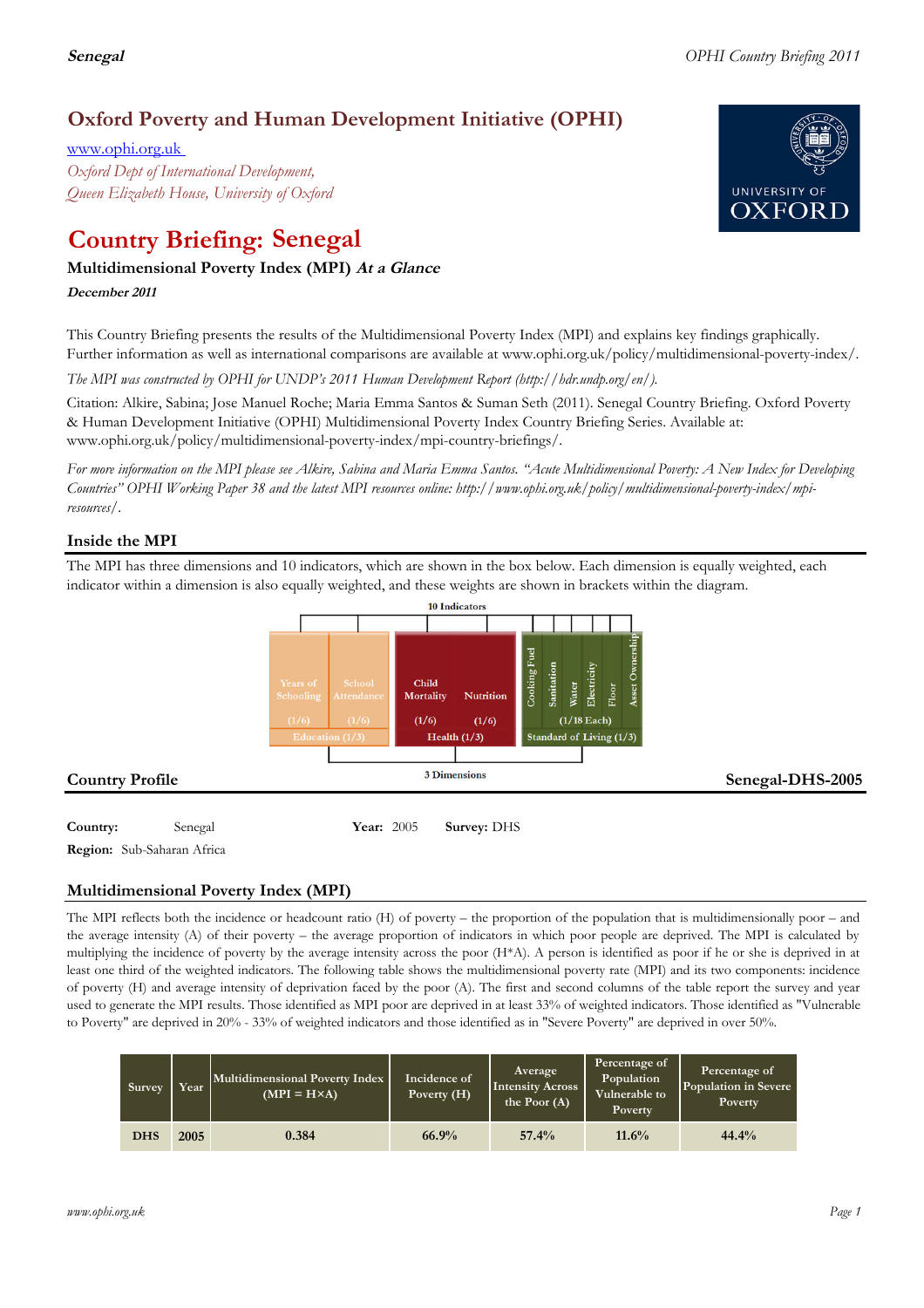## Oxford Poverty and Human Development Initiative (OPHI)

www.ophi.org.uk

*Oxford Dept of International Development, Queen Elizabeth House, University of Oxford*

# Country Briefing: Senegal

### Multidimensional Poverty Index (MPI) *At a Glance*

***December 2011***

This Country Briefing presents the results of the Multidimensional Poverty Index (MPI) and explains key findings graphically. Further information as well as international comparisons are available at www.ophi.org.uk/policy/multidimensional-poverty-index/.

*The MPI was constructed by OPHI for UNDP's 2011 Human Development Report (http://hdr.undp.org/en/).*

Citation: Alkire, Sabina; Jose Manuel Roche; Maria Emma Santos & Suman Seth (2011). Senegal Country Briefing. Oxford Poverty & Human Development Initiative (OPHI) Multidimensional Poverty Index Country Briefing Series. Available at: www.ophi.org.uk/policy/multidimensional-poverty-index/mpi-country-briefings/.

*For more information on the MPI please see Alkire, Sabina and Maria Emma Santos. "Acute Multidimensional Poverty: A New Index for Developing Countries" OPHI Working Paper 38 and the latest MPI resources online: http://www.ophi.org.uk/policy/multidimensional-poverty-index/mpi-resources/.*

## Inside the MPI

The MPI has three dimensions and 10 indicators, which are shown in the box below. Each dimension is equally weighted, each indicator within a dimension is also equally weighted, and these weights are shown in brackets within the diagram.

10 Indicators

| Education (1/3) | | Health (1/3) | | Standard of Living (1/3) | | | | | |
|---|---|---|---|---|---|---|---|---|---|
| Years of Schooling (1/6) | School Attendance (1/6) | Child Mortality (1/6) | Nutrition (1/6) | Cooking Fuel | Sanitation | Water | Electricity | Floor | Asset Ownership |
| | | | | (1/18 Each) | | | | | |

3 Dimensions

## Country Profile

**Senegal-DHS-2005**

**Country:** Senegal **Year:** 2005 **Survey:** DHS

**Region:** Sub-Saharan Africa

## Multidimensional Poverty Index (MPI)

The MPI reflects both the incidence or headcount ratio (H) of poverty – the proportion of the population that is multidimensionally poor – and the average intensity (A) of their poverty – the average proportion of indicators in which poor people are deprived. The MPI is calculated by multiplying the incidence of poverty by the average intensity across the poor (H\*A). A person is identified as poor if he or she is deprived in at least one third of the weighted indicators. The following table shows the multidimensional poverty rate (MPI) and its two components: incidence of poverty (H) and average intensity of deprivation faced by the poor (A). The first and second columns of the table report the survey and year used to generate the MPI results. Those identified as MPI poor are deprived in at least 33% of weighted indicators. Those identified as "Vulnerable to Poverty" are deprived in 20% - 33% of weighted indicators and those identified as in "Severe Poverty" are deprived in over 50%.

| Survey | Year | Multidimensional Poverty Index (MPI = H×A) | Incidence of Poverty (H) | Average Intensity Across the Poor (A) | Percentage of Population Vulnerable to Poverty | Percentage of Population in Severe Poverty |
|---|---|---|---|---|---|---|
| DHS | 2005 | 0.384 | 66.9% | 57.4% | 11.6% | 44.4% |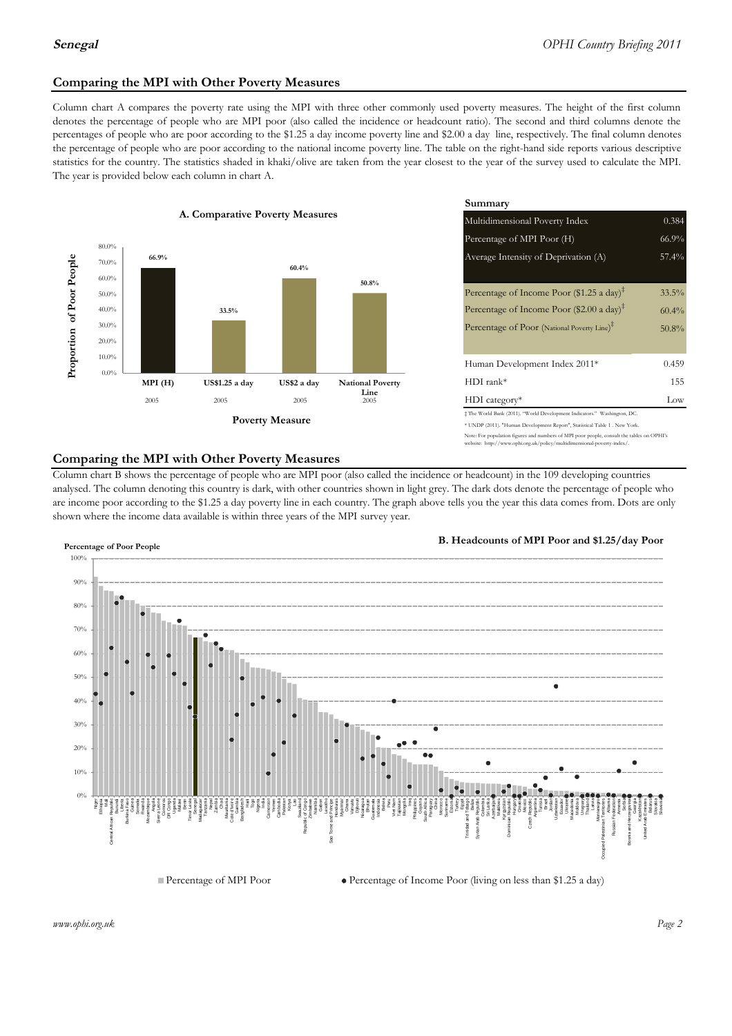## Comparing the MPI with Other Poverty Measures

Column chart A compares the poverty rate using the MPI with three other commonly used poverty measures. The height of the first column denotes the percentage of people who are MPI poor (also called the incidence or headcount ratio). The second and third columns denote the percentages of people who are poor according to the $1.25 a day income poverty line and $2.00 a day line, respectively. The final column denotes the percentage of people who are poor according to the national income poverty line. The table on the right-hand side reports various descriptive statistics for the country. The statistics shaded in khaki/olive are taken from the year closest to the year of the survey used to calculate the MPI. The year is provided below each column in chart A.

**A. Comparative Poverty Measures**

| Poverty Measure | Proportion of Poor People | Year |
|---|---|---|
| MPI (H) | 66.9% | 2005 |
| US$1.25 a day | 33.5% | 2005 |
| US$2 a day | 60.4% | 2005 |
| National Poverty Line | 50.8% | 2005 |

**Summary**

| | |
|---|---|
| Multidimensional Poverty Index | 0.384 |
| Percentage of MPI Poor (H) | 66.9% |
| Average Intensity of Deprivation (A) | 57.4% |
| Percentage of Income Poor ($1.25 a day)‡ | 33.5% |
| Percentage of Income Poor ($2.00 a day)‡ | 60.4% |
| Percentage of Poor (National Poverty Line)‡ | 50.8% |
| Human Development Index 2011* | 0.459 |
| HDI rank* | 155 |
| HDI category* | Low |

‡ The World Bank (2011). "World Development Indicators." Washington, DC.

\* UNDP (2011). "Human Development Report", Statistical Table 1 . New York.

Note: For population figures and numbers of MPI poor people, consult the tables on OPHI's website: http://www.ophi.org.uk/policy/multidimensional-poverty-index/.

## Comparing the MPI with Other Poverty Measures

Column chart B shows the percentage of people who are MPI poor (also called the incidence or headcount) in the 109 developing countries analysed. The column denoting this country is dark, with other countries shown in light grey. The dark dots denote the percentage of people who are income poor according to the $1.25 a day poverty line in each country. The graph above tells you the year this data comes from. Dots are only shown where the income data available is within three years of the MPI survey year.

**B. Headcounts of MPI Poor and $1.25/day Poor**

Percentage of Poor People

■ Percentage of MPI Poor ● Percentage of Income Poor (living on less than $1.25 a day)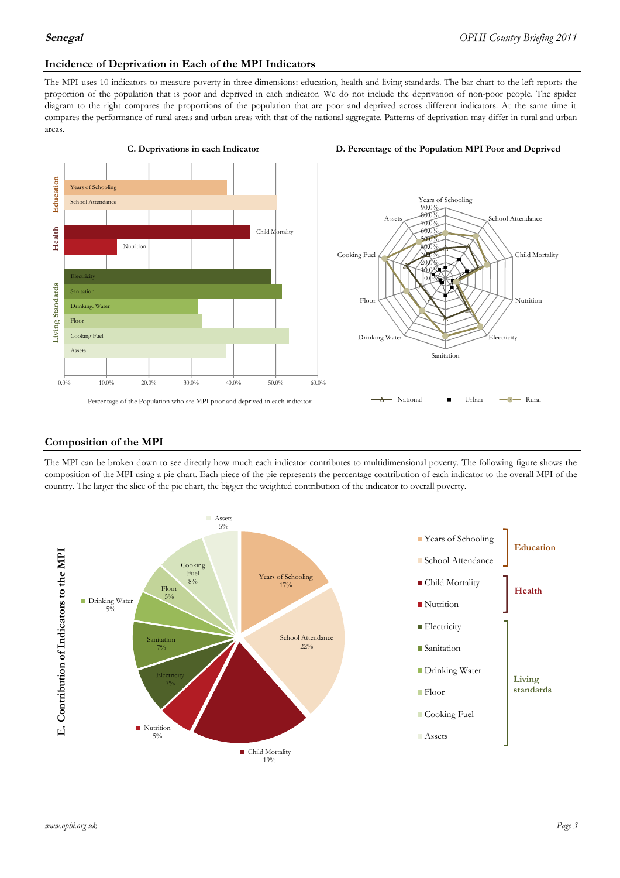## Incidence of Deprivation in Each of the MPI Indicators

The MPI uses 10 indicators to measure poverty in three dimensions: education, health and living standards. The bar chart to the left reports the proportion of the population that is poor and deprived in each indicator. We do not include the deprivation of non-poor people. The spider diagram to the right compares the proportions of the population that are poor and deprived across different indicators. At the same time it compares the performance of rural areas and urban areas with that of the national aggregate. Patterns of deprivation may differ in rural and urban areas.

**C. Deprivations in each Indicator**

Percentage of the Population who are MPI poor and deprived in each indicator

**D. Percentage of the Population MPI Poor and Deprived**

## Composition of the MPI

The MPI can be broken down to see directly how much each indicator contributes to multidimensional poverty. The following figure shows the composition of the MPI using a pie chart. Each piece of the pie represents the percentage contribution of each indicator to the overall MPI of the country. The larger the slice of the pie chart, the bigger the weighted contribution of the indicator to overall poverty.

**E. Contribution of Indicators to the MPI**

| Dimension | Indicator | Contribution |
|---|---|---|
| Education | Years of Schooling | 17% |
| Education | School Attendance | 22% |
| Health | Child Mortality | 19% |
| Health | Nutrition | 5% |
| Living standards | Electricity | 7% |
| Living standards | Sanitation | 7% |
| Living standards | Drinking Water | 5% |
| Living standards | Floor | 5% |
| Living standards | Cooking Fuel | 8% |
| Living standards | Assets | 5% |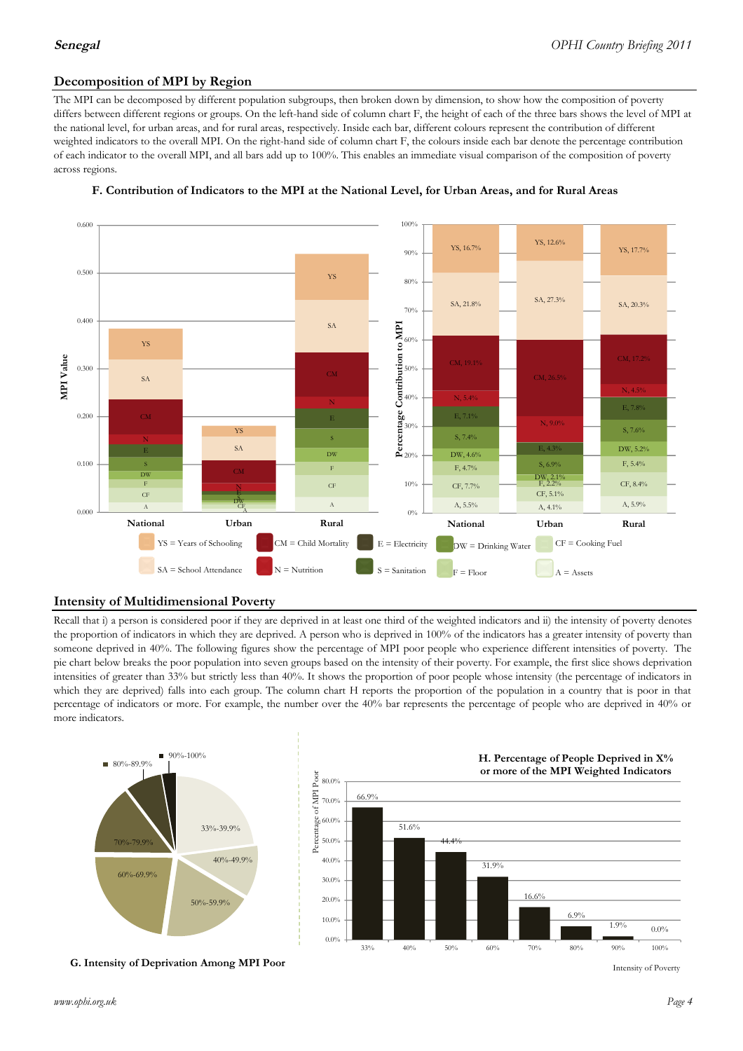## Decomposition of MPI by Region

The MPI can be decomposed by different population subgroups, then broken down by dimension, to show how the composition of poverty differs between different regions or groups. On the left-hand side of column chart F, the height of each of the three bars shows the level of MPI at the national level, for urban areas, and for rural areas, respectively. Inside each bar, different colours represent the contribution of different weighted indicators to the overall MPI. On the right-hand side of column chart F, the colours inside each bar denote the percentage contribution of each indicator to the overall MPI, and all bars add up to 100%. This enables an immediate visual comparison of the composition of poverty across regions.

**F. Contribution of Indicators to the MPI at the National Level, for Urban Areas, and for Rural Areas**

| Indicator | National | Urban | Rural |
|---|---|---|---|
| YS = Years of Schooling | 16.7% | 12.6% | 17.7% |
| SA = School Attendance | 21.8% | 27.3% | 20.3% |
| CM = Child Mortality | 19.1% | 26.5% | 17.2% |
| N = Nutrition | 5.4% | 9.0% | 4.5% |
| E = Electricity | 7.1% | 4.3% | 7.8% |
| S = Sanitation | 7.4% | 6.9% | 7.6% |
| DW = Drinking Water | 4.6% | 2.1% | 5.2% |
| F = Floor | 4.7% | 2.2% | 5.4% |
| CF = Cooking Fuel | 7.7% | 5.1% | 8.4% |
| A = Assets | 5.5% | 4.1% | 5.9% |

## Intensity of Multidimensional Poverty

Recall that i) a person is considered poor if they are deprived in at least one third of the weighted indicators and ii) the intensity of poverty denotes the proportion of indicators in which they are deprived. A person who is deprived in 100% of the indicators has a greater intensity of poverty than someone deprived in 40%. The following figures show the percentage of MPI poor people who experience different intensities of poverty. The pie chart below breaks the poor population into seven groups based on the intensity of their poverty. For example, the first slice shows deprivation intensities of greater than 33% but strictly less than 40%. It shows the proportion of poor people whose intensity (the percentage of indicators in which they are deprived) falls into each group. The column chart H reports the proportion of the population in a country that is poor in that percentage of indicators or more. For example, the number over the 40% bar represents the percentage of people who are deprived in 40% or more indicators.

**G. Intensity of Deprivation Among MPI Poor**

**H. Percentage of People Deprived in X% or more of the MPI Weighted Indicators**

| Intensity of Poverty | 33% | 40% | 50% | 60% | 70% | 80% | 90% | 100% |
|---|---|---|---|---|---|---|---|---|
| Percentage of MPI Poor | 66.9% | 51.6% | 44.4% | 31.9% | 16.6% | 6.9% | 1.9% | 0.0% |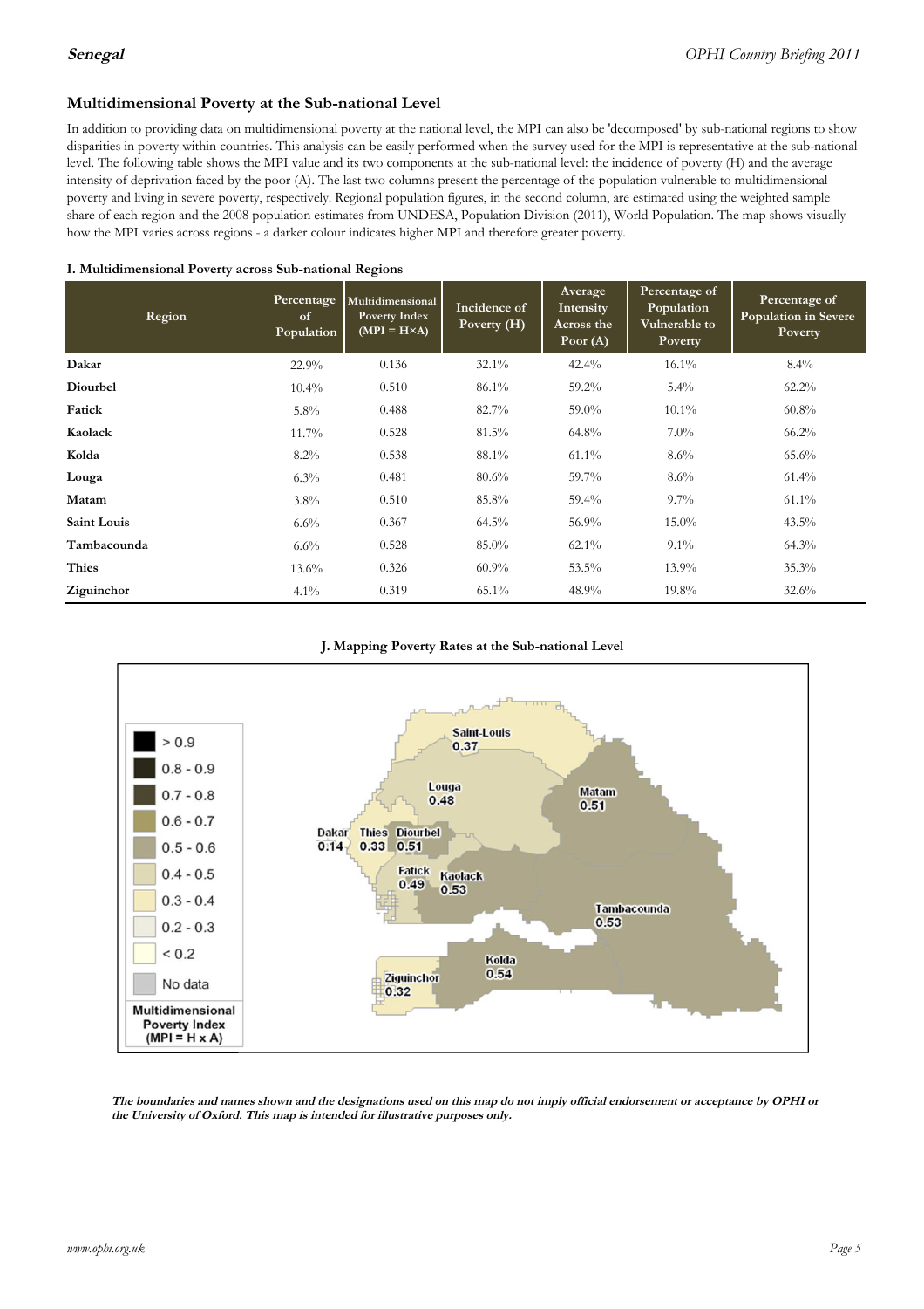## Multidimensional Poverty at the Sub-national Level

In addition to providing data on multidimensional poverty at the national level, the MPI can also be 'decomposed' by sub-national regions to show disparities in poverty within countries. This analysis can be easily performed when the survey used for the MPI is representative at the sub-national level. The following table shows the MPI value and its two components at the sub-national level: the incidence of poverty (H) and the average intensity of deprivation faced by the poor (A). The last two columns present the percentage of the population vulnerable to multidimensional poverty and living in severe poverty, respectively. Regional population figures, in the second column, are estimated using the weighted sample share of each region and the 2008 population estimates from UNDESA, Population Division (2011), World Population. The map shows visually how the MPI varies across regions - a darker colour indicates higher MPI and therefore greater poverty.

### I. Multidimensional Poverty across Sub-national Regions

| Region | Percentage of Population | Multidimensional Poverty Index (MPI = H×A) | Incidence of Poverty (H) | Average Intensity Across the Poor (A) | Percentage of Population Vulnerable to Poverty | Percentage of Population in Severe Poverty |
|---|---|---|---|---|---|---|
| **Dakar** | 22.9% | 0.136 | 32.1% | 42.4% | 16.1% | 8.4% |
| **Diourbel** | 10.4% | 0.510 | 86.1% | 59.2% | 5.4% | 62.2% |
| **Fatick** | 5.8% | 0.488 | 82.7% | 59.0% | 10.1% | 60.8% |
| **Kaolack** | 11.7% | 0.528 | 81.5% | 64.8% | 7.0% | 66.2% |
| **Kolda** | 8.2% | 0.538 | 88.1% | 61.1% | 8.6% | 65.6% |
| **Louga** | 6.3% | 0.481 | 80.6% | 59.7% | 8.6% | 61.4% |
| **Matam** | 3.8% | 0.510 | 85.8% | 59.4% | 9.7% | 61.1% |
| **Saint Louis** | 6.6% | 0.367 | 64.5% | 56.9% | 15.0% | 43.5% |
| **Tambacounda** | 6.6% | 0.528 | 85.0% | 62.1% | 9.1% | 64.3% |
| **Thies** | 13.6% | 0.326 | 60.9% | 53.5% | 13.9% | 35.3% |
| **Ziguinchor** | 4.1% | 0.319 | 65.1% | 48.9% | 19.8% | 32.6% |

### J. Mapping Poverty Rates at the Sub-national Level

> 0.9
0.8 - 0.9
0.7 - 0.8
0.6 - 0.7
0.5 - 0.6
0.4 - 0.5
0.3 - 0.4
0.2 - 0.3
< 0.2
No data
Multidimensional Poverty Index (MPI = H x A)

Saint-Louis 0.37
Louga 0.48
Matam 0.51
Dakar 0.14
Thies 0.33
Diourbel 0.51
Fatick 0.49
Kaolack 0.53
Tambacounda 0.53
Kolda 0.54
Ziguinchor 0.32

***The boundaries and names shown and the designations used on this map do not imply official endorsement or acceptance by OPHI or the University of Oxford. This map is intended for illustrative purposes only.***